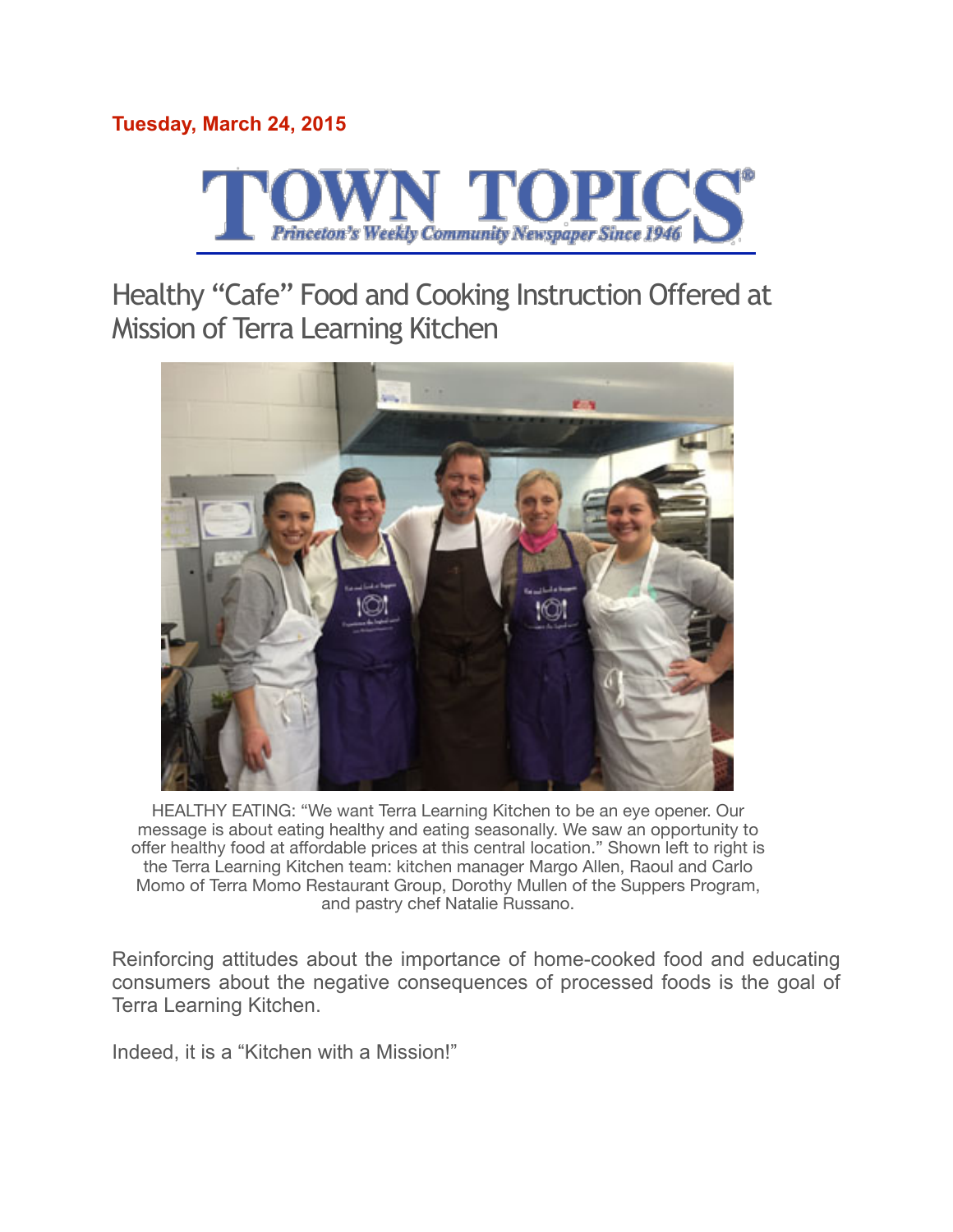**Tuesday, March 24, 2015**

**TOWN TOPICS**

*Princeton's Weekly Community Newspaper Since 1946*

# Healthy "Cafe" Food and Cooking Instruction Offered at Mission of Terra Learning Kitchen

HEALTHY EATING: "We want Terra Learning Kitchen to be an eye opener. Our message is about eating healthy and eating seasonally. We saw an opportunity to offer healthy food at affordable prices at this central location." Shown left to right is the Terra Learning Kitchen team: kitchen manager Margo Allen, Raoul and Carlo Momo of Terra Momo Restaurant Group, Dorothy Mullen of the Suppers Program, and pastry chef Natalie Russano.

Reinforcing attitudes about the importance of home-cooked food and educating consumers about the negative consequences of processed foods is the goal of Terra Learning Kitchen.

Indeed, it is a "Kitchen with a Mission!"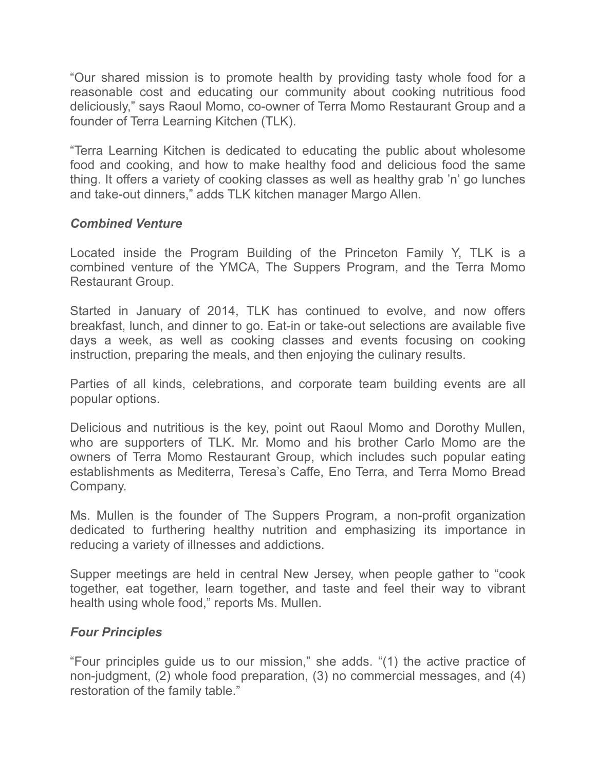"Our shared mission is to promote health by providing tasty whole food for a reasonable cost and educating our community about cooking nutritious food deliciously," says Raoul Momo, co-owner of Terra Momo Restaurant Group and a founder of Terra Learning Kitchen (TLK).

"Terra Learning Kitchen is dedicated to educating the public about wholesome food and cooking, and how to make healthy food and delicious food the same thing. It offers a variety of cooking classes as well as healthy grab 'n' go lunches and take-out dinners," adds TLK kitchen manager Margo Allen.

### *Combined Venture*

Located inside the Program Building of the Princeton Family Y, TLK is a combined venture of the YMCA, The Suppers Program, and the Terra Momo Restaurant Group.

Started in January of 2014, TLK has continued to evolve, and now offers breakfast, lunch, and dinner to go. Eat-in or take-out selections are available five days a week, as well as cooking classes and events focusing on cooking instruction, preparing the meals, and then enjoying the culinary results.

Parties of all kinds, celebrations, and corporate team building events are all popular options.

Delicious and nutritious is the key, point out Raoul Momo and Dorothy Mullen, who are supporters of TLK. Mr. Momo and his brother Carlo Momo are the owners of Terra Momo Restaurant Group, which includes such popular eating establishments as Mediterra, Teresa's Caffe, Eno Terra, and Terra Momo Bread Company.

Ms. Mullen is the founder of The Suppers Program, a non-profit organization dedicated to furthering healthy nutrition and emphasizing its importance in reducing a variety of illnesses and addictions.

Supper meetings are held in central New Jersey, when people gather to "cook together, eat together, learn together, and taste and feel their way to vibrant health using whole food," reports Ms. Mullen.

### *Four Principles*

"Four principles guide us to our mission," she adds. "(1) the active practice of non-judgment, (2) whole food preparation, (3) no commercial messages, and (4) restoration of the family table."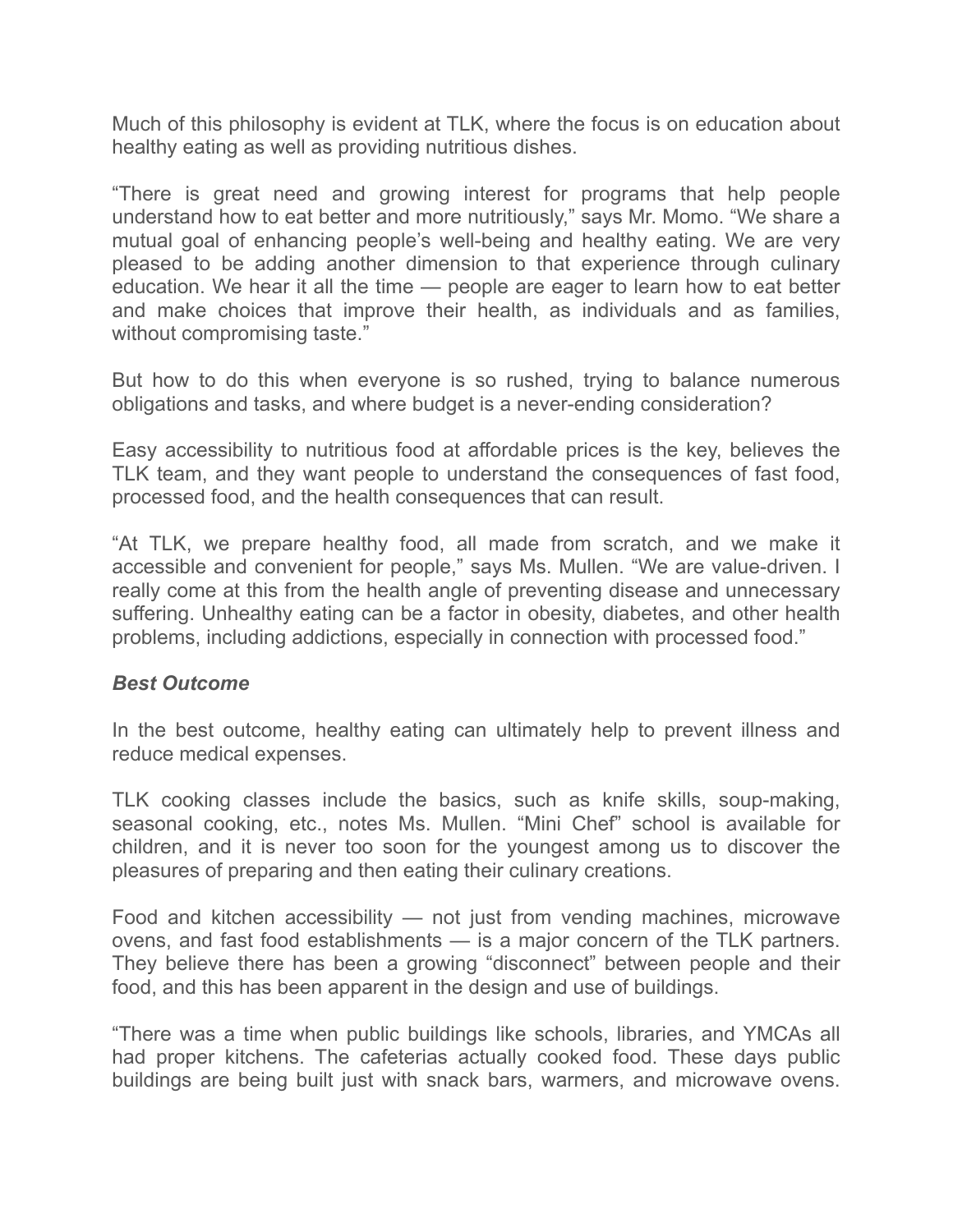Much of this philosophy is evident at TLK, where the focus is on education about healthy eating as well as providing nutritious dishes.

“There is great need and growing interest for programs that help people understand how to eat better and more nutritiously,” says Mr. Momo. “We share a mutual goal of enhancing people’s well-being and healthy eating. We are very pleased to be adding another dimension to that experience through culinary education. We hear it all the time — people are eager to learn how to eat better and make choices that improve their health, as individuals and as families, without compromising taste.”

But how to do this when everyone is so rushed, trying to balance numerous obligations and tasks, and where budget is a never-ending consideration?

Easy accessibility to nutritious food at affordable prices is the key, believes the TLK team, and they want people to understand the consequences of fast food, processed food, and the health consequences that can result.

“At TLK, we prepare healthy food, all made from scratch, and we make it accessible and convenient for people,” says Ms. Mullen. “We are value-driven. I really come at this from the health angle of preventing disease and unnecessary suffering. Unhealthy eating can be a factor in obesity, diabetes, and other health problems, including addictions, especially in connection with processed food.”

### *Best Outcome*

In the best outcome, healthy eating can ultimately help to prevent illness and reduce medical expenses.

TLK cooking classes include the basics, such as knife skills, soup-making, seasonal cooking, etc., notes Ms. Mullen. “Mini Chef” school is available for children, and it is never too soon for the youngest among us to discover the pleasures of preparing and then eating their culinary creations.

Food and kitchen accessibility — not just from vending machines, microwave ovens, and fast food establishments — is a major concern of the TLK partners. They believe there has been a growing “disconnect” between people and their food, and this has been apparent in the design and use of buildings.

“There was a time when public buildings like schools, libraries, and YMCAs all had proper kitchens. The cafeterias actually cooked food. These days public buildings are being built just with snack bars, warmers, and microwave ovens.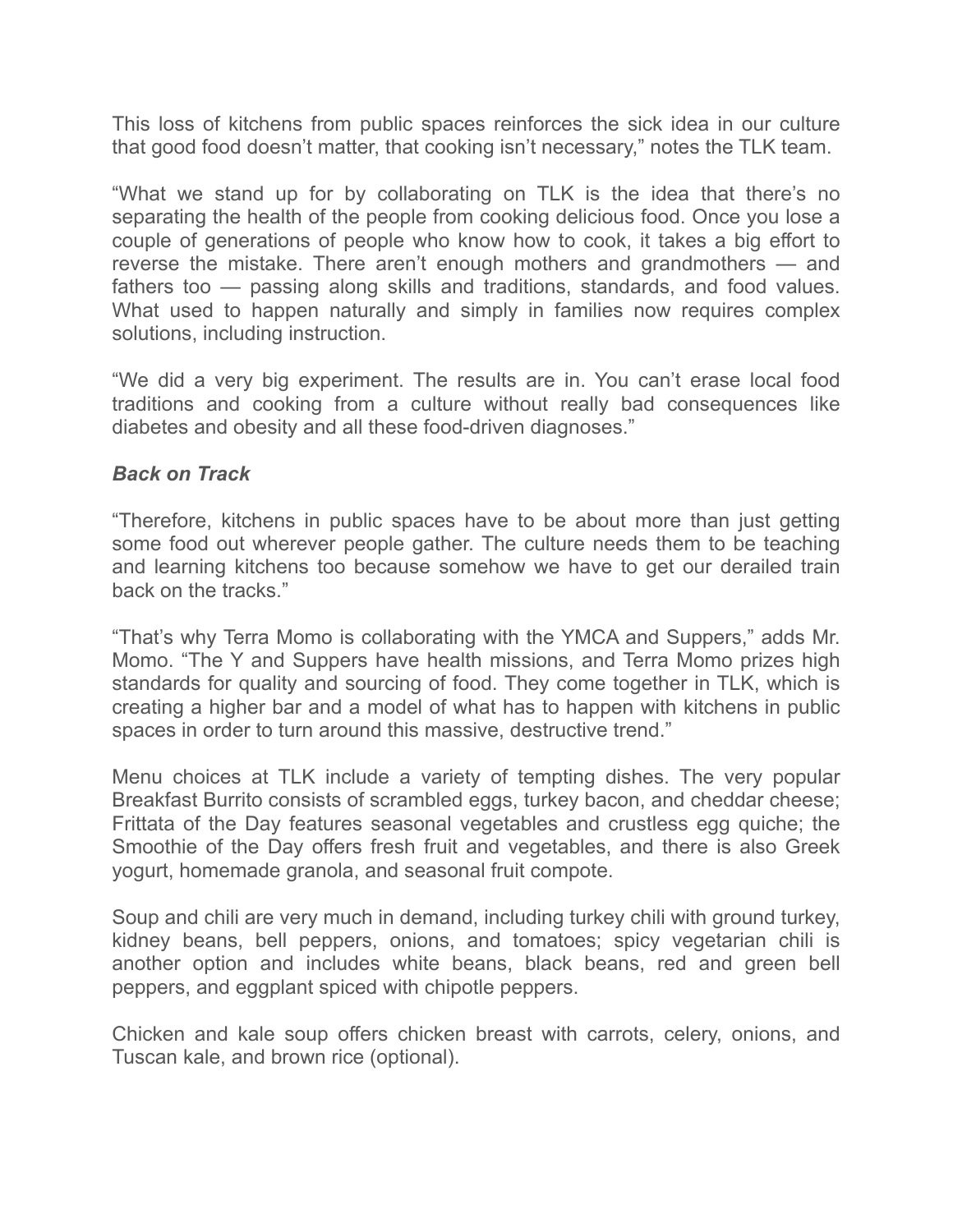This loss of kitchens from public spaces reinforces the sick idea in our culture that good food doesn't matter, that cooking isn't necessary," notes the TLK team.

"What we stand up for by collaborating on TLK is the idea that there's no separating the health of the people from cooking delicious food. Once you lose a couple of generations of people who know how to cook, it takes a big effort to reverse the mistake. There aren't enough mothers and grandmothers — and fathers too — passing along skills and traditions, standards, and food values. What used to happen naturally and simply in families now requires complex solutions, including instruction.

"We did a very big experiment. The results are in. You can't erase local food traditions and cooking from a culture without really bad consequences like diabetes and obesity and all these food-driven diagnoses."

***Back on Track***

"Therefore, kitchens in public spaces have to be about more than just getting some food out wherever people gather. The culture needs them to be teaching and learning kitchens too because somehow we have to get our derailed train back on the tracks."

"That's why Terra Momo is collaborating with the YMCA and Suppers," adds Mr. Momo. "The Y and Suppers have health missions, and Terra Momo prizes high standards for quality and sourcing of food. They come together in TLK, which is creating a higher bar and a model of what has to happen with kitchens in public spaces in order to turn around this massive, destructive trend."

Menu choices at TLK include a variety of tempting dishes. The very popular Breakfast Burrito consists of scrambled eggs, turkey bacon, and cheddar cheese; Frittata of the Day features seasonal vegetables and crustless egg quiche; the Smoothie of the Day offers fresh fruit and vegetables, and there is also Greek yogurt, homemade granola, and seasonal fruit compote.

Soup and chili are very much in demand, including turkey chili with ground turkey, kidney beans, bell peppers, onions, and tomatoes; spicy vegetarian chili is another option and includes white beans, black beans, red and green bell peppers, and eggplant spiced with chipotle peppers.

Chicken and kale soup offers chicken breast with carrots, celery, onions, and Tuscan kale, and brown rice (optional).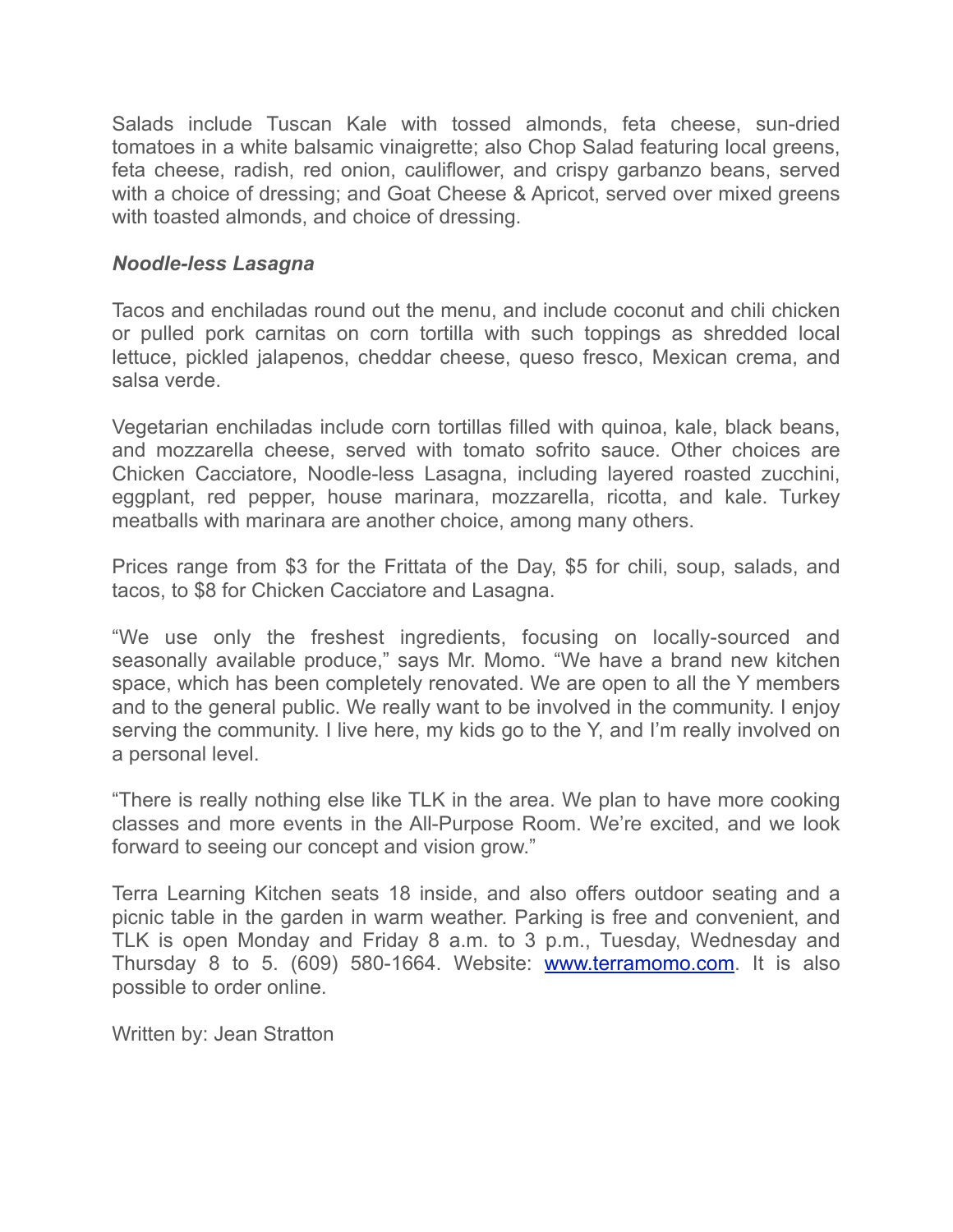Salads include Tuscan Kale with tossed almonds, feta cheese, sun-dried tomatoes in a white balsamic vinaigrette; also Chop Salad featuring local greens, feta cheese, radish, red onion, cauliflower, and crispy garbanzo beans, served with a choice of dressing; and Goat Cheese & Apricot, served over mixed greens with toasted almonds, and choice of dressing.

***Noodle-less Lasagna***

Tacos and enchiladas round out the menu, and include coconut and chili chicken or pulled pork carnitas on corn tortilla with such toppings as shredded local lettuce, pickled jalapenos, cheddar cheese, queso fresco, Mexican crema, and salsa verde.

Vegetarian enchiladas include corn tortillas filled with quinoa, kale, black beans, and mozzarella cheese, served with tomato sofrito sauce. Other choices are Chicken Cacciatore, Noodle-less Lasagna, including layered roasted zucchini, eggplant, red pepper, house marinara, mozzarella, ricotta, and kale. Turkey meatballs with marinara are another choice, among many others.

Prices range from $3 for the Frittata of the Day, $5 for chili, soup, salads, and tacos, to $8 for Chicken Cacciatore and Lasagna.

"We use only the freshest ingredients, focusing on locally-sourced and seasonally available produce," says Mr. Momo. "We have a brand new kitchen space, which has been completely renovated. We are open to all the Y members and to the general public. We really want to be involved in the community. I enjoy serving the community. I live here, my kids go to the Y, and I'm really involved on a personal level.

"There is really nothing else like TLK in the area. We plan to have more cooking classes and more events in the All-Purpose Room. We're excited, and we look forward to seeing our concept and vision grow."

Terra Learning Kitchen seats 18 inside, and also offers outdoor seating and a picnic table in the garden in warm weather. Parking is free and convenient, and TLK is open Monday and Friday 8 a.m. to 3 p.m., Tuesday, Wednesday and Thursday 8 to 5. (609) 580-1664. Website: [www.terramomo.com](http://www.terramomo.com). It is also possible to order online.

Written by: Jean Stratton